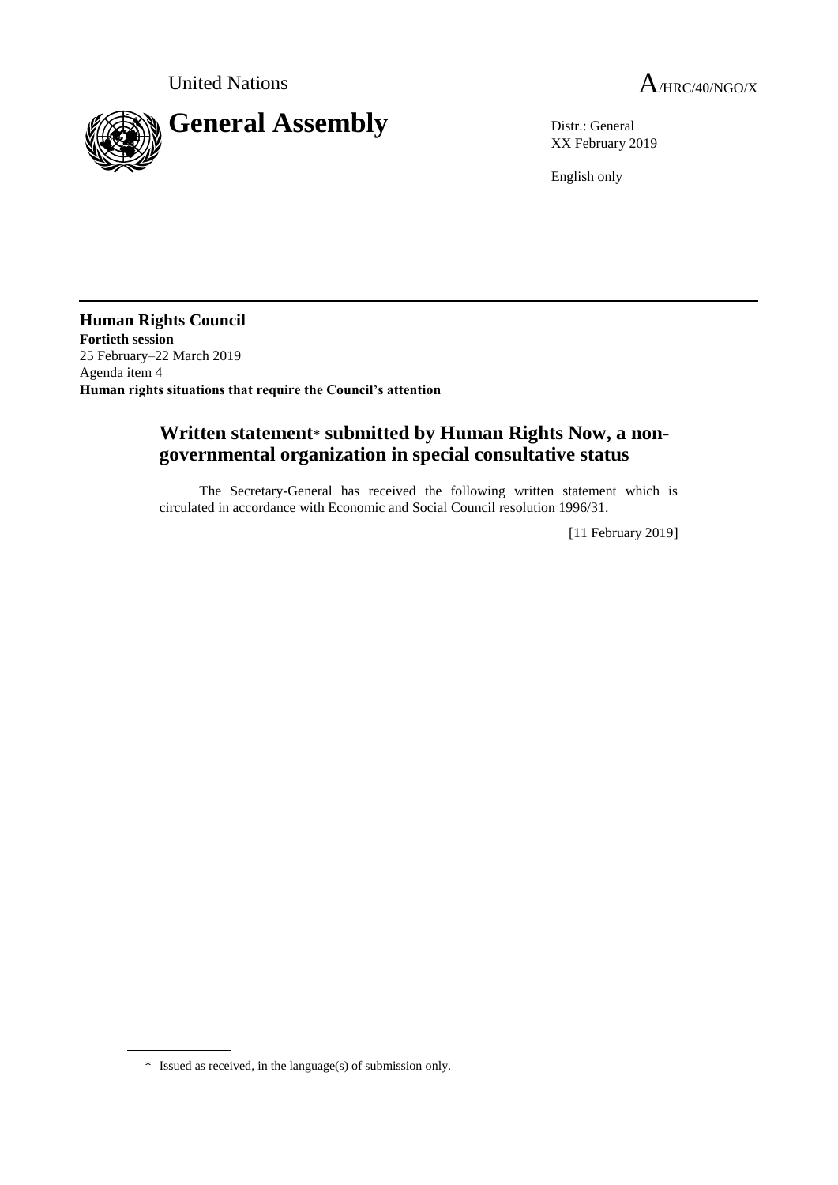United Nations

A/HRC/40/NGO/X

# General Assembly

Distr.: General
XX February 2019

English only

**Human Rights Council**
**Fortieth session**
25 February–22 March 2019
Agenda item 4
**Human rights situations that require the Council's attention**

## Written statement* submitted by Human Rights Now, a non-governmental organization in special consultative status

The Secretary-General has received the following written statement which is circulated in accordance with Economic and Social Council resolution 1996/31.

[11 February 2019]

\* Issued as received, in the language(s) of submission only.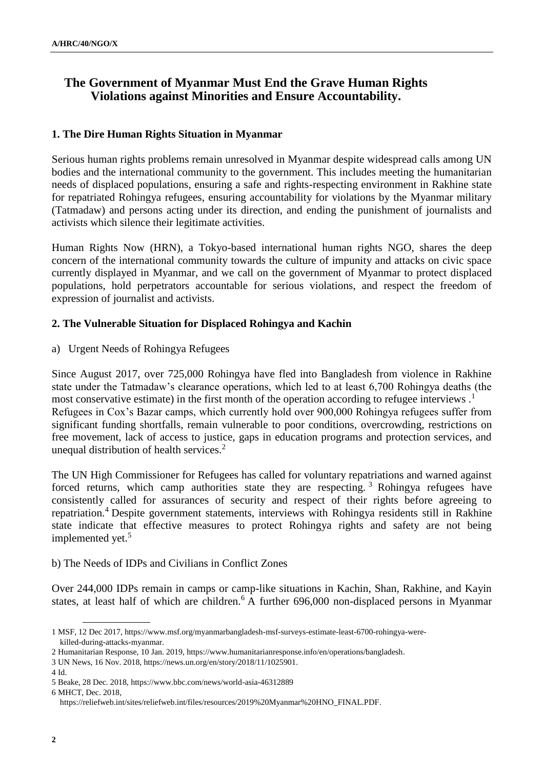# The Government of Myanmar Must End the Grave Human Rights Violations against Minorities and Ensure Accountability.

## 1. The Dire Human Rights Situation in Myanmar

Serious human rights problems remain unresolved in Myanmar despite widespread calls among UN bodies and the international community to the government. This includes meeting the humanitarian needs of displaced populations, ensuring a safe and rights-respecting environment in Rakhine state for repatriated Rohingya refugees, ensuring accountability for violations by the Myanmar military (Tatmadaw) and persons acting under its direction, and ending the punishment of journalists and activists which silence their legitimate activities.

Human Rights Now (HRN), a Tokyo-based international human rights NGO, shares the deep concern of the international community towards the culture of impunity and attacks on civic space currently displayed in Myanmar, and we call on the government of Myanmar to protect displaced populations, hold perpetrators accountable for serious violations, and respect the freedom of expression of journalist and activists.

## 2. The Vulnerable Situation for Displaced Rohingya and Kachin

a) Urgent Needs of Rohingya Refugees

Since August 2017, over 725,000 Rohingya have fled into Bangladesh from violence in Rakhine state under the Tatmadaw's clearance operations, which led to at least 6,700 Rohingya deaths (the most conservative estimate) in the first month of the operation according to refugee interviews .[1] Refugees in Cox's Bazar camps, which currently hold over 900,000 Rohingya refugees suffer from significant funding shortfalls, remain vulnerable to poor conditions, overcrowding, restrictions on free movement, lack of access to justice, gaps in education programs and protection services, and unequal distribution of health services.[2]

The UN High Commissioner for Refugees has called for voluntary repatriations and warned against forced returns, which camp authorities state they are respecting.[3] Rohingya refugees have consistently called for assurances of security and respect of their rights before agreeing to repatriation.[4] Despite government statements, interviews with Rohingya residents still in Rakhine state indicate that effective measures to protect Rohingya rights and safety are not being implemented yet.[5]

b) The Needs of IDPs and Civilians in Conflict Zones

Over 244,000 IDPs remain in camps or camp-like situations in Kachin, Shan, Rakhine, and Kayin states, at least half of which are children.[6] A further 696,000 non-displaced persons in Myanmar

---

1 MSF, 12 Dec 2017, https://www.msf.org/myanmarbangladesh-msf-surveys-estimate-least-6700-rohingya-were-killed-during-attacks-myanmar.

2 Humanitarian Response, 10 Jan. 2019, https://www.humanitarianresponse.info/en/operations/bangladesh.

3 UN News, 16 Nov. 2018, https://news.un.org/en/story/2018/11/1025901.

4 Id.

5 Beake, 28 Dec. 2018, https://www.bbc.com/news/world-asia-46312889

6 MHCT, Dec. 2018, https://reliefweb.int/sites/reliefweb.int/files/resources/2019%20Myanmar%20HNO_FINAL.PDF.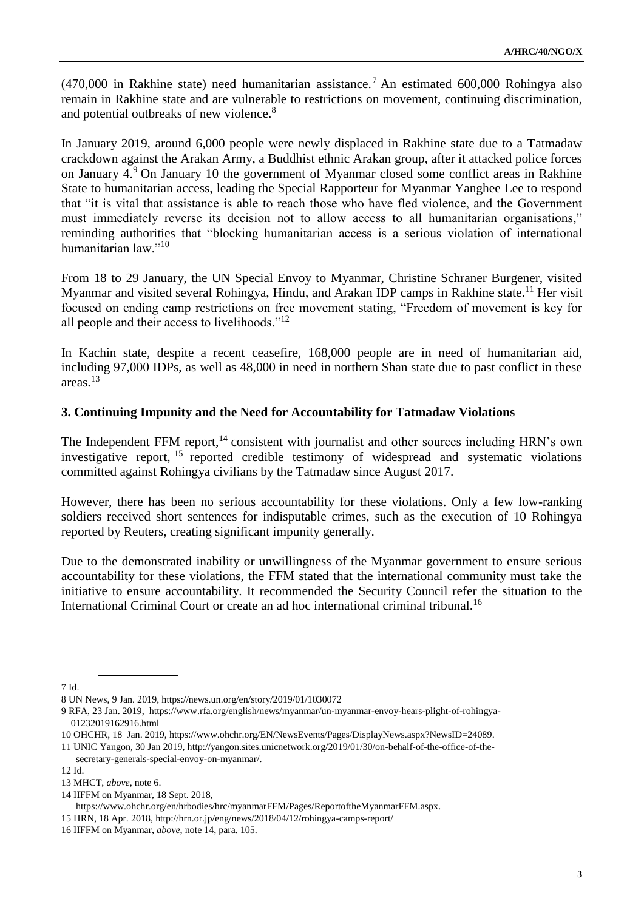(470,000 in Rakhine state) need humanitarian assistance.[7] An estimated 600,000 Rohingya also remain in Rakhine state and are vulnerable to restrictions on movement, continuing discrimination, and potential outbreaks of new violence.[8]

In January 2019, around 6,000 people were newly displaced in Rakhine state due to a Tatmadaw crackdown against the Arakan Army, a Buddhist ethnic Arakan group, after it attacked police forces on January 4.[9] On January 10 the government of Myanmar closed some conflict areas in Rakhine State to humanitarian access, leading the Special Rapporteur for Myanmar Yanghee Lee to respond that "it is vital that assistance is able to reach those who have fled violence, and the Government must immediately reverse its decision not to allow access to all humanitarian organisations," reminding authorities that "blocking humanitarian access is a serious violation of international humanitarian law."[10]

From 18 to 29 January, the UN Special Envoy to Myanmar, Christine Schraner Burgener, visited Myanmar and visited several Rohingya, Hindu, and Arakan IDP camps in Rakhine state.[11] Her visit focused on ending camp restrictions on free movement stating, "Freedom of movement is key for all people and their access to livelihoods."[12]

In Kachin state, despite a recent ceasefire, 168,000 people are in need of humanitarian aid, including 97,000 IDPs, as well as 48,000 in need in northern Shan state due to past conflict in these areas.[13]

### 3. Continuing Impunity and the Need for Accountability for Tatmadaw Violations

The Independent FFM report,[14] consistent with journalist and other sources including HRN's own investigative report, [15] reported credible testimony of widespread and systematic violations committed against Rohingya civilians by the Tatmadaw since August 2017.

However, there has been no serious accountability for these violations. Only a few low-ranking soldiers received short sentences for indisputable crimes, such as the execution of 10 Rohingya reported by Reuters, creating significant impunity generally.

Due to the demonstrated inability or unwillingness of the Myanmar government to ensure serious accountability for these violations, the FFM stated that the international community must take the initiative to ensure accountability. It recommended the Security Council refer the situation to the International Criminal Court or create an ad hoc international criminal tribunal.[16]

---

7 Id.

8 UN News, 9 Jan. 2019, https://news.un.org/en/story/2019/01/1030072

9 RFA, 23 Jan. 2019, https://www.rfa.org/english/news/myanmar/un-myanmar-envoy-hears-plight-of-rohingya-01232019162916.html

10 OHCHR, 18 Jan. 2019, https://www.ohchr.org/EN/NewsEvents/Pages/DisplayNews.aspx?NewsID=24089.

11 UNIC Yangon, 30 Jan 2019, http://yangon.sites.unicnetwork.org/2019/01/30/on-behalf-of-the-office-of-the-secretary-generals-special-envoy-on-myanmar/.

12 Id.

13 MHCT, *above*, note 6.

14 IIFFM on Myanmar, 18 Sept. 2018, https://www.ohchr.org/en/hrbodies/hrc/myanmarFFM/Pages/ReportoftheMyanmarFFM.aspx.

15 HRN, 18 Apr. 2018, http://hrn.or.jp/eng/news/2018/04/12/rohingya-camps-report/

16 IIFFM on Myanmar, *above*, note 14, para. 105.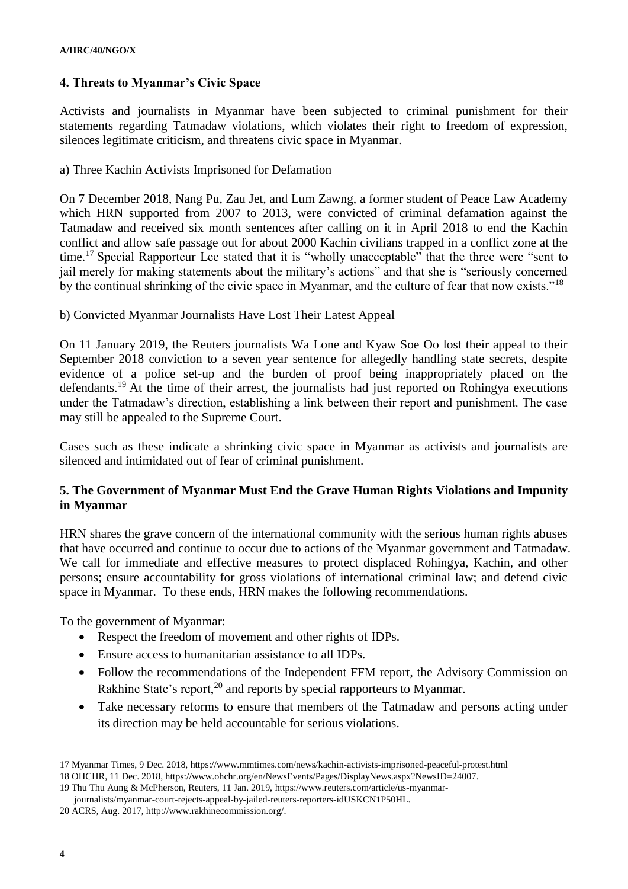## 4. Threats to Myanmar's Civic Space

Activists and journalists in Myanmar have been subjected to criminal punishment for their statements regarding Tatmadaw violations, which violates their right to freedom of expression, silences legitimate criticism, and threatens civic space in Myanmar.

a) Three Kachin Activists Imprisoned for Defamation

On 7 December 2018, Nang Pu, Zau Jet, and Lum Zawng, a former student of Peace Law Academy which HRN supported from 2007 to 2013, were convicted of criminal defamation against the Tatmadaw and received six month sentences after calling on it in April 2018 to end the Kachin conflict and allow safe passage out for about 2000 Kachin civilians trapped in a conflict zone at the time.[17] Special Rapporteur Lee stated that it is "wholly unacceptable" that the three were "sent to jail merely for making statements about the military's actions" and that she is "seriously concerned by the continual shrinking of the civic space in Myanmar, and the culture of fear that now exists."[18]

b) Convicted Myanmar Journalists Have Lost Their Latest Appeal

On 11 January 2019, the Reuters journalists Wa Lone and Kyaw Soe Oo lost their appeal to their September 2018 conviction to a seven year sentence for allegedly handling state secrets, despite evidence of a police set-up and the burden of proof being inappropriately placed on the defendants.[19] At the time of their arrest, the journalists had just reported on Rohingya executions under the Tatmadaw's direction, establishing a link between their report and punishment. The case may still be appealed to the Supreme Court.

Cases such as these indicate a shrinking civic space in Myanmar as activists and journalists are silenced and intimidated out of fear of criminal punishment.

## 5. The Government of Myanmar Must End the Grave Human Rights Violations and Impunity in Myanmar

HRN shares the grave concern of the international community with the serious human rights abuses that have occurred and continue to occur due to actions of the Myanmar government and Tatmadaw. We call for immediate and effective measures to protect displaced Rohingya, Kachin, and other persons; ensure accountability for gross violations of international criminal law; and defend civic space in Myanmar. To these ends, HRN makes the following recommendations.

To the government of Myanmar:

- Respect the freedom of movement and other rights of IDPs.
- Ensure access to humanitarian assistance to all IDPs.
- Follow the recommendations of the Independent FFM report, the Advisory Commission on Rakhine State's report,[20] and reports by special rapporteurs to Myanmar.
- Take necessary reforms to ensure that members of the Tatmadaw and persons acting under its direction may be held accountable for serious violations.

---

17 Myanmar Times, 9 Dec. 2018, https://www.mmtimes.com/news/kachin-activists-imprisoned-peaceful-protest.html

18 OHCHR, 11 Dec. 2018, https://www.ohchr.org/en/NewsEvents/Pages/DisplayNews.aspx?NewsID=24007.

19 Thu Thu Aung & McPherson, Reuters, 11 Jan. 2019, https://www.reuters.com/article/us-myanmar-journalists/myanmar-court-rejects-appeal-by-jailed-reuters-reporters-idUSKCN1P50HL.

20 ACRS, Aug. 2017, http://www.rakhinecommission.org/.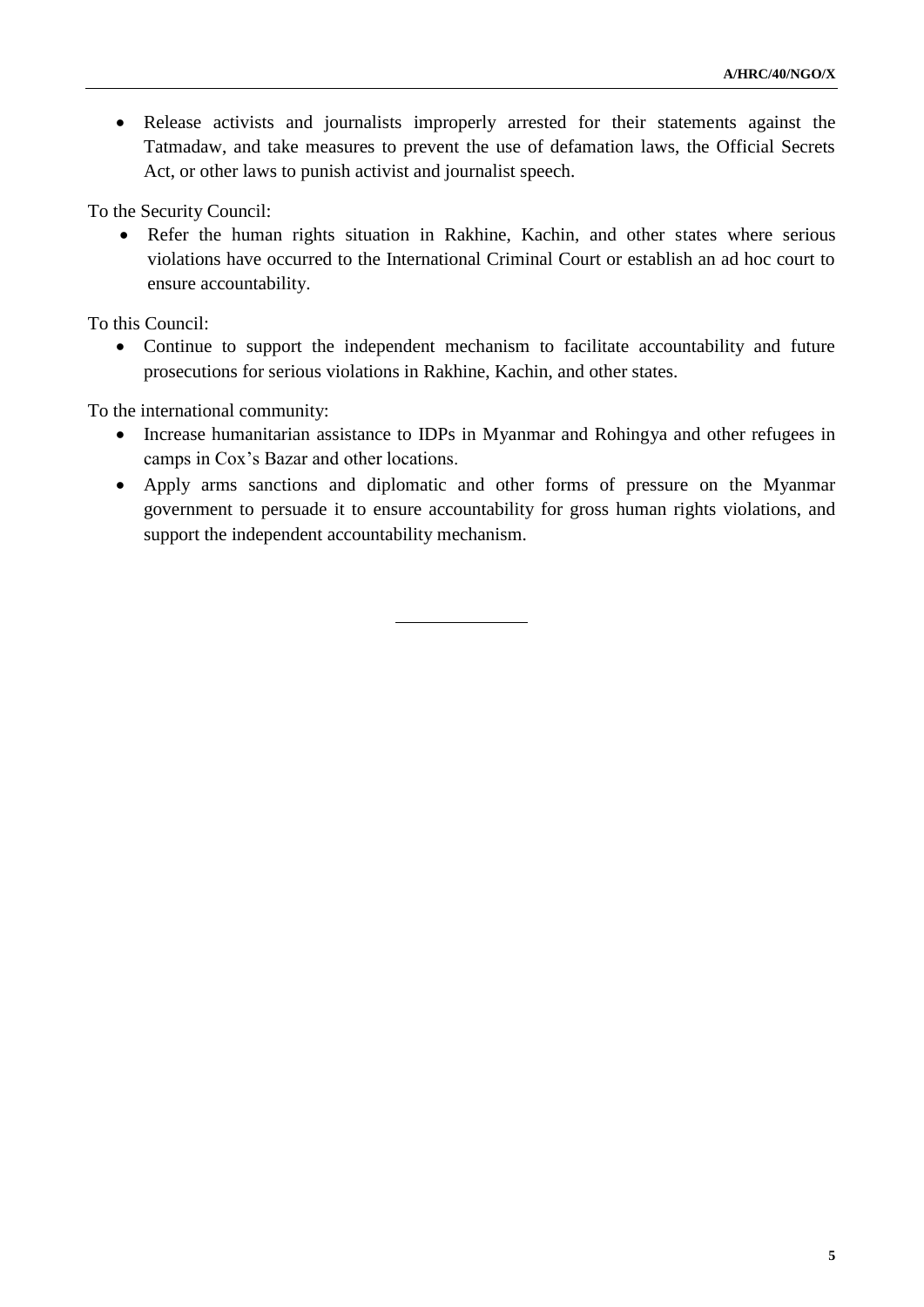- Release activists and journalists improperly arrested for their statements against the Tatmadaw, and take measures to prevent the use of defamation laws, the Official Secrets Act, or other laws to punish activist and journalist speech.

To the Security Council:

- Refer the human rights situation in Rakhine, Kachin, and other states where serious violations have occurred to the International Criminal Court or establish an ad hoc court to ensure accountability.

To this Council:

- Continue to support the independent mechanism to facilitate accountability and future prosecutions for serious violations in Rakhine, Kachin, and other states.

To the international community:

- Increase humanitarian assistance to IDPs in Myanmar and Rohingya and other refugees in camps in Cox's Bazar and other locations.
- Apply arms sanctions and diplomatic and other forms of pressure on the Myanmar government to persuade it to ensure accountability for gross human rights violations, and support the independent accountability mechanism.